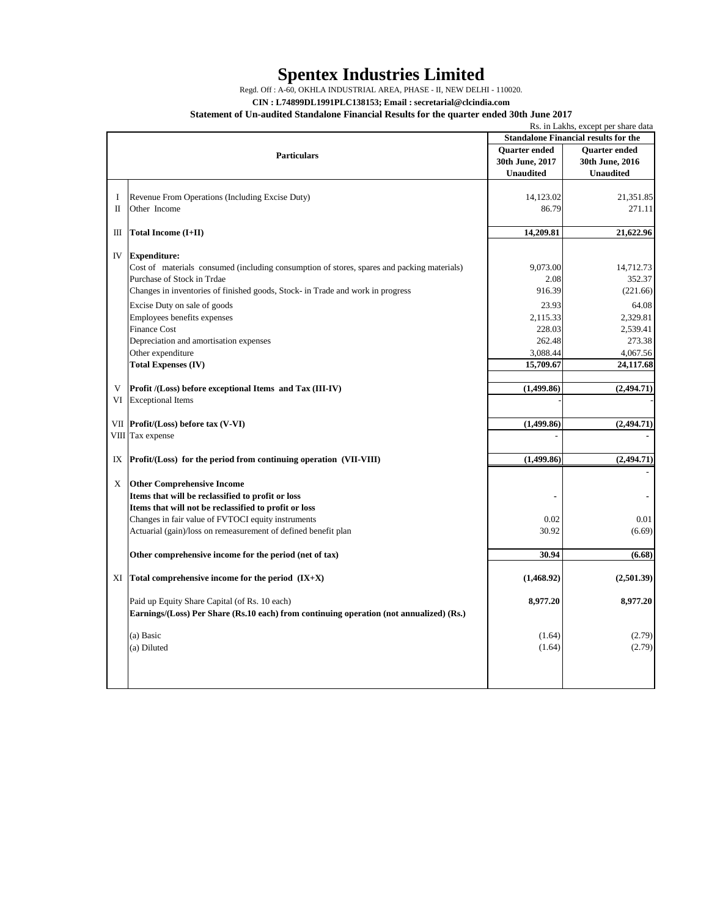# Spentex Industries Limited

Regd. Off : A-60, OKHLA INDUSTRIAL AREA, PHASE - II, NEW DELHI - 110020.

**CIN : L74899DL1991PLC138153; Email : secretarial@clcindia.com**

**Statement of Un-audited Standalone Financial Results for the quarter ended 30th June 2017**

Rs. in Lakhs, except per share data

| | Particulars | Standalone Financial results for the | |
|---|---|---|---|
| | | **Quarter ended 30th June, 2017 Unaudited** | **Quarter ended 30th June, 2016 Unaudited** |
| I | Revenue From Operations (Including Excise Duty) | 14,123.02 | 21,351.85 |
| II | Other Income | 86.79 | 271.11 |
| III | **Total Income (I+II)** | **14,209.81** | **21,622.96** |
| IV | **Expenditure:** | | |
| | Cost of materials consumed (including consumption of stores, spares and packing materials) | 9,073.00 | 14,712.73 |
| | Purchase of Stock in Trdae | 2.08 | 352.37 |
| | Changes in inventories of finished goods, Stock- in Trade and work in progress | 916.39 | (221.66) |
| | Excise Duty on sale of goods | 23.93 | 64.08 |
| | Employees benefits expenses | 2,115.33 | 2,329.81 |
| | Finance Cost | 228.03 | 2,539.41 |
| | Depreciation and amortisation expenses | 262.48 | 273.38 |
| | Other expenditure | 3,088.44 | 4,067.56 |
| | **Total Expenses (IV)** | **15,709.67** | **24,117.68** |
| V | **Profit /(Loss) before exceptional Items and Tax (III-IV)** | **(1,499.86)** | **(2,494.71)** |
| VI | Exceptional Items | - | - |
| VII | **Profit/(Loss) before tax (V-VI)** | **(1,499.86)** | **(2,494.71)** |
| VIII | Tax expense | - | - |
| IX | **Profit/(Loss) for the period from continuing operation (VII-VIII)** | **(1,499.86)** | **(2,494.71)** |
| | | | - |
| X | **Other Comprehensive Income** | | |
| | **Items that will be reclassified to profit or loss** | - | - |
| | **Items that will not be reclassified to profit or loss** | | |
| | Changes in fair value of FVTOCI equity instruments | 0.02 | 0.01 |
| | Actuarial (gain)/loss on remeasurement of defined benefit plan | 30.92 | (6.69) |
| | **Other comprehensive income for the period (net of tax)** | **30.94** | **(6.68)** |
| XI | **Total comprehensive income for the period (IX+X)** | **(1,468.92)** | **(2,501.39)** |
| | Paid up Equity Share Capital (of Rs. 10 each) | **8,977.20** | **8,977.20** |
| | **Earnings/(Loss) Per Share (Rs.10 each) from continuing operation (not annualized) (Rs.)** | | |
| | (a) Basic | (1.64) | (2.79) |
| | (a) Diluted | (1.64) | (2.79) |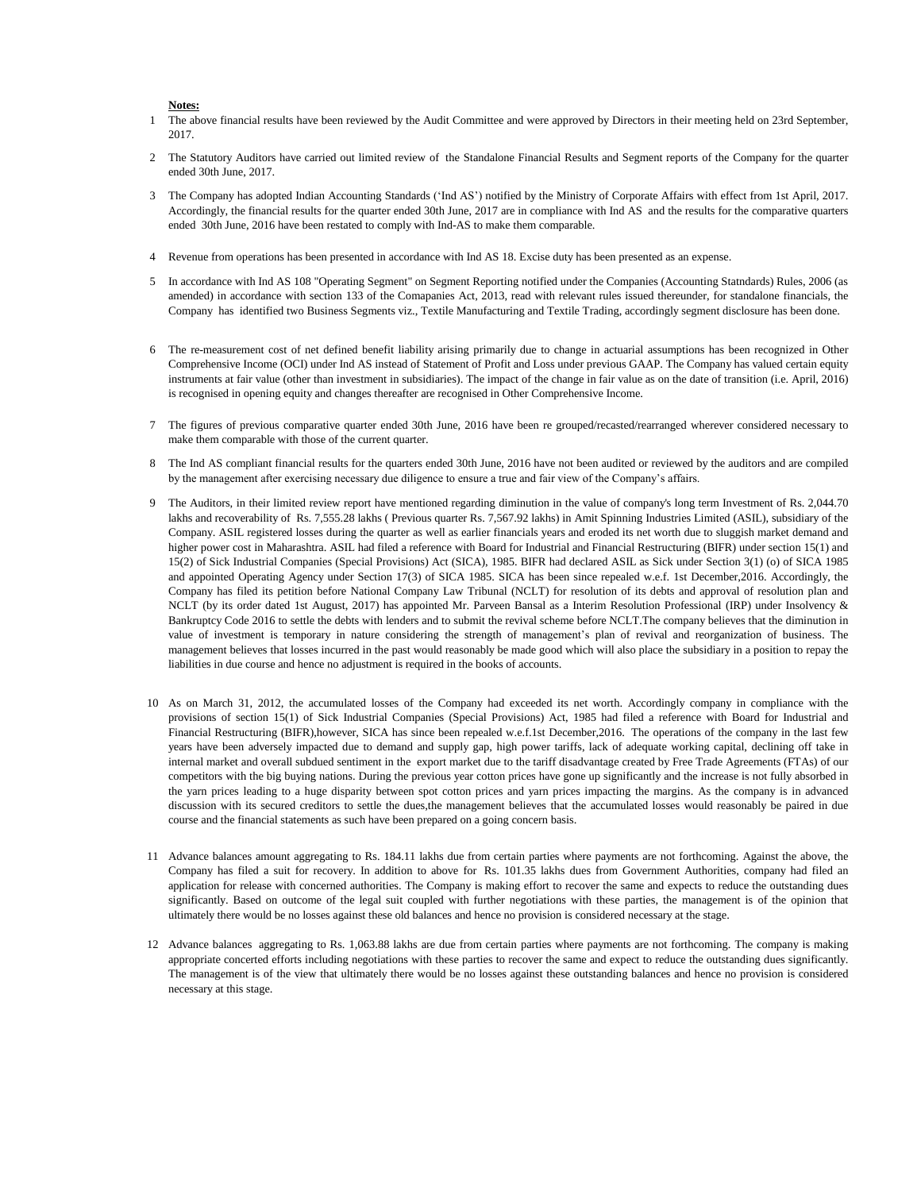**Notes:**

1. The above financial results have been reviewed by the Audit Committee and were approved by Directors in their meeting held on 23rd September, 2017.

2. The Statutory Auditors have carried out limited review of the Standalone Financial Results and Segment reports of the Company for the quarter ended 30th June, 2017.

3. The Company has adopted Indian Accounting Standards ('Ind AS') notified by the Ministry of Corporate Affairs with effect from 1st April, 2017. Accordingly, the financial results for the quarter ended 30th June, 2017 are in compliance with Ind AS and the results for the comparative quarters ended 30th June, 2016 have been restated to comply with Ind-AS to make them comparable.

4. Revenue from operations has been presented in accordance with Ind AS 18. Excise duty has been presented as an expense.

5. In accordance with Ind AS 108 "Operating Segment" on Segment Reporting notified under the Companies (Accounting Statndards) Rules, 2006 (as amended) in accordance with section 133 of the Comapanies Act, 2013, read with relevant rules issued thereunder, for standalone financials, the Company has identified two Business Segments viz., Textile Manufacturing and Textile Trading, accordingly segment disclosure has been done.

6. The re-measurement cost of net defined benefit liability arising primarily due to change in actuarial assumptions has been recognized in Other Comprehensive Income (OCI) under Ind AS instead of Statement of Profit and Loss under previous GAAP. The Company has valued certain equity instruments at fair value (other than investment in subsidiaries). The impact of the change in fair value as on the date of transition (i.e. April, 2016) is recognised in opening equity and changes thereafter are recognised in Other Comprehensive Income.

7. The figures of previous comparative quarter ended 30th June, 2016 have been re grouped/recasted/rearranged wherever considered necessary to make them comparable with those of the current quarter.

8. The Ind AS compliant financial results for the quarters ended 30th June, 2016 have not been audited or reviewed by the auditors and are compiled by the management after exercising necessary due diligence to ensure a true and fair view of the Company's affairs.

9. The Auditors, in their limited review report have mentioned regarding diminution in the value of company's long term Investment of Rs. 2,044.70 lakhs and recoverability of Rs. 7,555.28 lakhs ( Previous quarter Rs. 7,567.92 lakhs) in Amit Spinning Industries Limited (ASIL), subsidiary of the Company. ASIL registered losses during the quarter as well as earlier financials years and eroded its net worth due to sluggish market demand and higher power cost in Maharashtra. ASIL had filed a reference with Board for Industrial and Financial Restructuring (BIFR) under section 15(1) and 15(2) of Sick Industrial Companies (Special Provisions) Act (SICA), 1985. BIFR had declared ASIL as Sick under Section 3(1) (o) of SICA 1985 and appointed Operating Agency under Section 17(3) of SICA 1985. SICA has been since repealed w.e.f. 1st December,2016. Accordingly, the Company has filed its petition before National Company Law Tribunal (NCLT) for resolution of its debts and approval of resolution plan and NCLT (by its order dated 1st August, 2017) has appointed Mr. Parveen Bansal as a Interim Resolution Professional (IRP) under Insolvency & Bankruptcy Code 2016 to settle the debts with lenders and to submit the revival scheme before NCLT.The company believes that the diminution in value of investment is temporary in nature considering the strength of management's plan of revival and reorganization of business. The management believes that losses incurred in the past would reasonably be made good which will also place the subsidiary in a position to repay the liabilities in due course and hence no adjustment is required in the books of accounts.

10. As on March 31, 2012, the accumulated losses of the Company had exceeded its net worth. Accordingly company in compliance with the provisions of section 15(1) of Sick Industrial Companies (Special Provisions) Act, 1985 had filed a reference with Board for Industrial and Financial Restructuring (BIFR),however, SICA has since been repealed w.e.f.1st December,2016. The operations of the company in the last few years have been adversely impacted due to demand and supply gap, high power tariffs, lack of adequate working capital, declining off take in internal market and overall subdued sentiment in the export market due to the tariff disadvantage created by Free Trade Agreements (FTAs) of our competitors with the big buying nations. During the previous year cotton prices have gone up significantly and the increase is not fully absorbed in the yarn prices leading to a huge disparity between spot cotton prices and yarn prices impacting the margins. As the company is in advanced discussion with its secured creditors to settle the dues,the management believes that the accumulated losses would reasonably be paired in due course and the financial statements as such have been prepared on a going concern basis.

11. Advance balances amount aggregating to Rs. 184.11 lakhs due from certain parties where payments are not forthcoming. Against the above, the Company has filed a suit for recovery. In addition to above for Rs. 101.35 lakhs dues from Government Authorities, company had filed an application for release with concerned authorities. The Company is making effort to recover the same and expects to reduce the outstanding dues significantly. Based on outcome of the legal suit coupled with further negotiations with these parties, the management is of the opinion that ultimately there would be no losses against these old balances and hence no provision is considered necessary at the stage.

12. Advance balances aggregating to Rs. 1,063.88 lakhs are due from certain parties where payments are not forthcoming. The company is making appropriate concerted efforts including negotiations with these parties to recover the same and expect to reduce the outstanding dues significantly. The management is of the view that ultimately there would be no losses against these outstanding balances and hence no provision is considered necessary at this stage.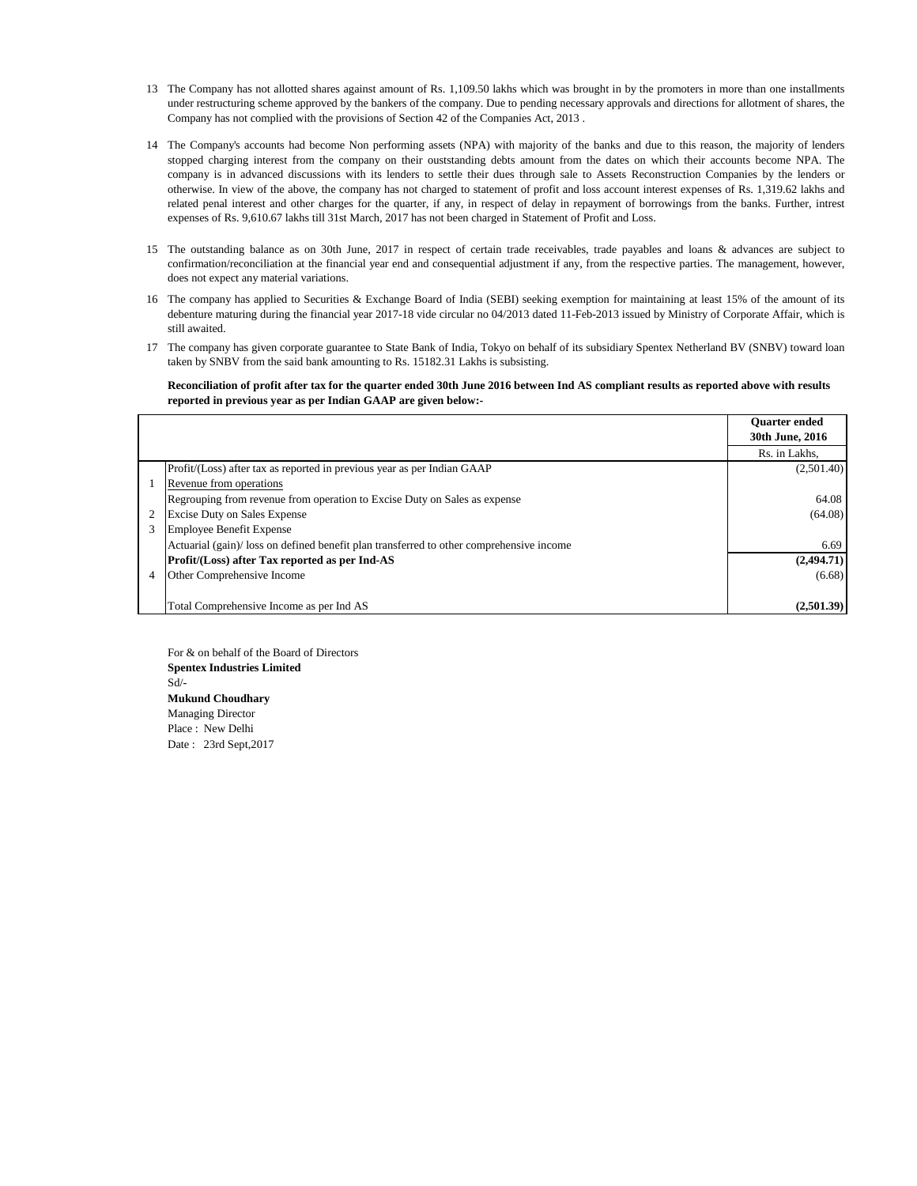13 The Company has not allotted shares against amount of Rs. 1,109.50 lakhs which was brought in by the promoters in more than one installments under restructuring scheme approved by the bankers of the company. Due to pending necessary approvals and directions for allotment of shares, the Company has not complied with the provisions of Section 42 of the Companies Act, 2013 .

14 The Company's accounts had become Non performing assets (NPA) with majority of the banks and due to this reason, the majority of lenders stopped charging interest from the company on their oustanding debts amount from the dates on which their accounts become NPA. The company is in advanced discussions with its lenders to settle their dues through sale to Assets Reconstruction Companies by the lenders or otherwise. In view of the above, the company has not charged to statement of profit and loss account interest expenses of Rs. 1,319.62 lakhs and related penal interest and other charges for the quarter, if any, in respect of delay in repayment of borrowings from the banks. Further, intrest expenses of Rs. 9,610.67 lakhs till 31st March, 2017 has not been charged in Statement of Profit and Loss.

15 The outstanding balance as on 30th June, 2017 in respect of certain trade receivables, trade payables and loans & advances are subject to confirmation/reconciliation at the financial year end and consequential adjustment if any, from the respective parties. The management, however, does not expect any material variations.

16 The company has applied to Securities & Exchange Board of India (SEBI) seeking exemption for maintaining at least 15% of the amount of its debenture maturing during the financial year 2017-18 vide circular no 04/2013 dated 11-Feb-2013 issued by Ministry of Corporate Affair, which is still awaited.

17 The company has given corporate guarantee to State Bank of India, Tokyo on behalf of its subsidiary Spentex Netherland BV (SNBV) toward loan taken by SNBV from the said bank amounting to Rs. 15182.31 Lakhs is subsisting.

**Reconciliation of profit after tax for the quarter ended 30th June 2016 between Ind AS compliant results as reported above with results reported in previous year as per Indian GAAP are given below:-**

| | | **Quarter ended 30th June, 2016** |
|---|---|---|
| | | Rs. in Lakhs, |
| | Profit/(Loss) after tax as reported in previous year as per Indian GAAP | (2,501.40) |
| 1 | Revenue from operations | |
| | Regrouping from revenue from operation to Excise Duty on Sales as expense | 64.08 |
| 2 | Excise Duty on Sales Expense | (64.08) |
| 3 | Employee Benefit Expense | |
| | Actuarial (gain)/ loss on defined benefit plan transferred to other comprehensive income | 6.69 |
| | **Profit/(Loss) after Tax reported as per Ind-AS** | **(2,494.71)** |
| 4 | Other Comprehensive Income | (6.68) |
| | Total Comprehensive Income as per Ind AS | **(2,501.39)** |

For & on behalf of the Board of Directors
**Spentex Industries Limited**
Sd/-
**Mukund Choudhary**
Managing Director
Place : New Delhi
Date : 23rd Sept,2017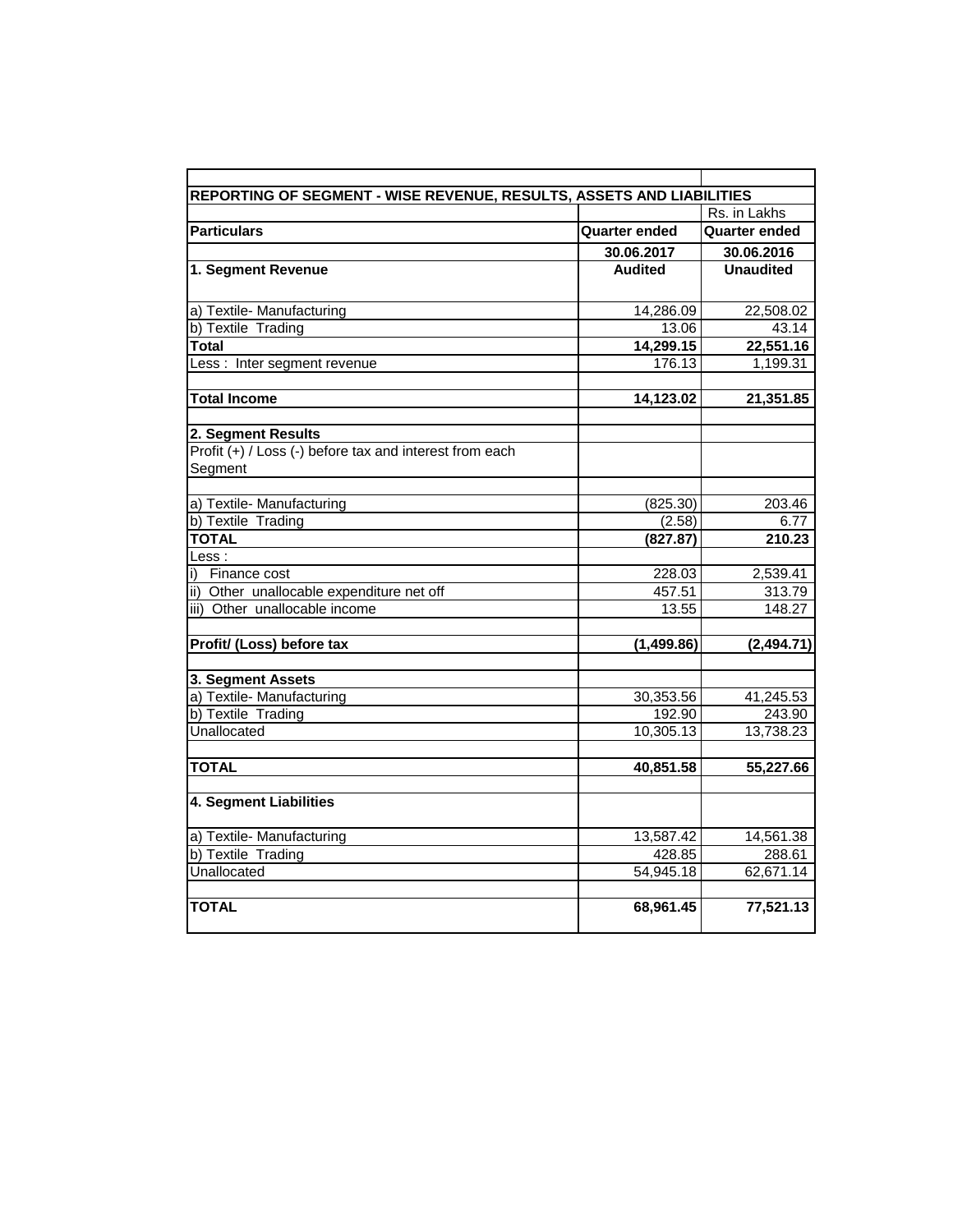## REPORTING OF SEGMENT - WISE REVENUE, RESULTS, ASSETS AND LIABILITIES

| | | Rs. in Lakhs |
|---|---|---|
| **Particulars** | **Quarter ended** | **Quarter ended** |
| | **30.06.2017** | **30.06.2016** |
| **1. Segment Revenue** | **Audited** | **Unaudited** |
| a) Textile- Manufacturing | 14,286.09 | 22,508.02 |
| b) Textile Trading | 13.06 | 43.14 |
| **Total** | **14,299.15** | **22,551.16** |
| Less : Inter segment revenue | 176.13 | 1,199.31 |
| **Total Income** | **14,123.02** | **21,351.85** |
| **2. Segment Results** | | |
| Profit (+) / Loss (-) before tax and interest from each Segment | | |
| a) Textile- Manufacturing | (825.30) | 203.46 |
| b) Textile Trading | (2.58) | 6.77 |
| **TOTAL** | **(827.87)** | **210.23** |
| Less : | | |
| i) Finance cost | 228.03 | 2,539.41 |
| ii) Other unallocable expenditure net off | 457.51 | 313.79 |
| iii) Other unallocable income | 13.55 | 148.27 |
| **Profit/ (Loss) before tax** | **(1,499.86)** | **(2,494.71)** |
| **3. Segment Assets** | | |
| a) Textile- Manufacturing | 30,353.56 | 41,245.53 |
| b) Textile Trading | 192.90 | 243.90 |
| Unallocated | 10,305.13 | 13,738.23 |
| **TOTAL** | **40,851.58** | **55,227.66** |
| **4. Segment Liabilities** | | |
| a) Textile- Manufacturing | 13,587.42 | 14,561.38 |
| b) Textile Trading | 428.85 | 288.61 |
| Unallocated | 54,945.18 | 62,671.14 |
| **TOTAL** | **68,961.45** | **77,521.13** |